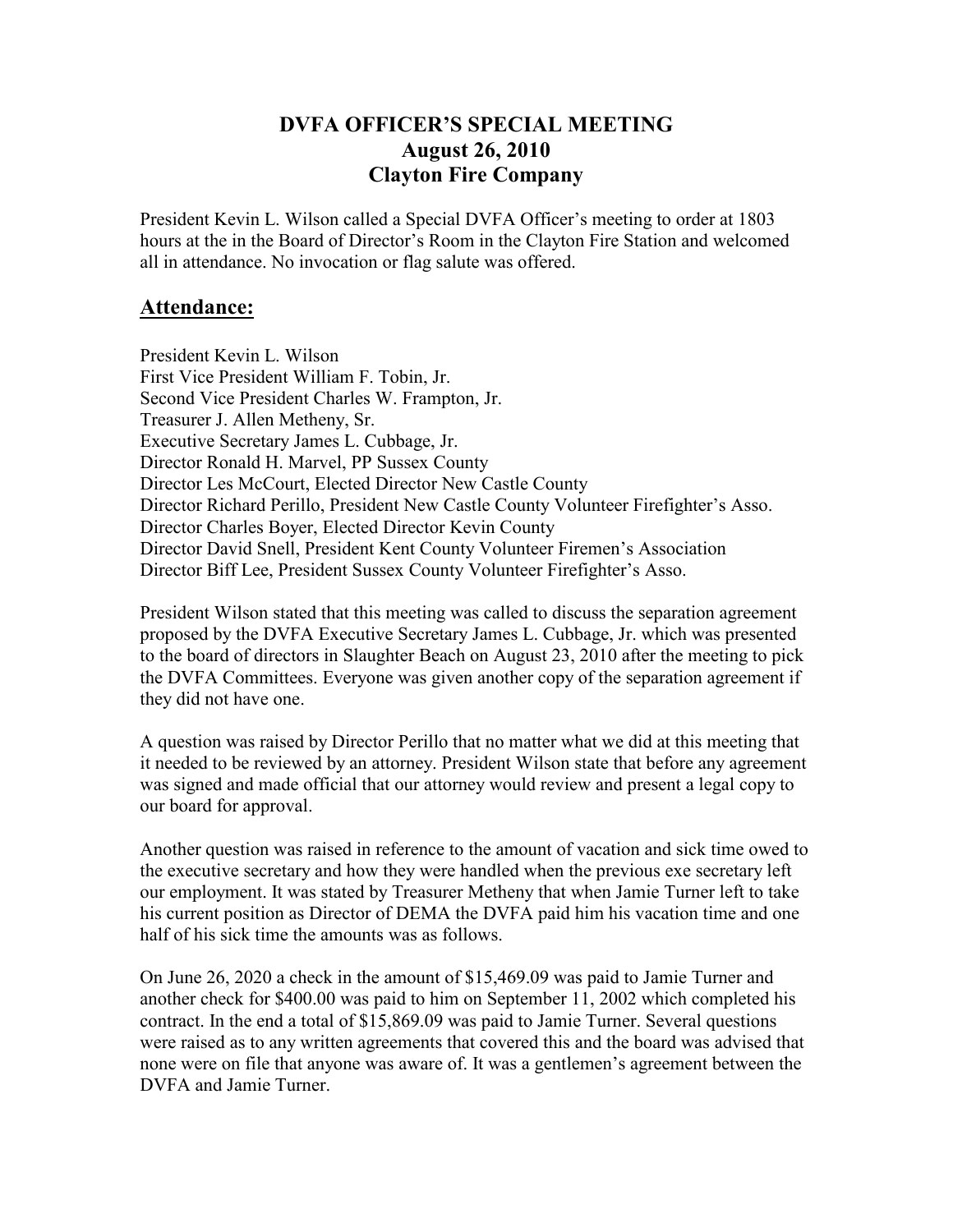# DVFA OFFICER'S SPECIAL MEETING
## August 26, 2010
## Clayton Fire Company

President Kevin L. Wilson called a Special DVFA Officer's meeting to order at 1803 hours at the in the Board of Director's Room in the Clayton Fire Station and welcomed all in attendance. No invocation or flag salute was offered.

## Attendance:

President Kevin L. Wilson
First Vice President William F. Tobin, Jr.
Second Vice President Charles W. Frampton, Jr.
Treasurer J. Allen Metheny, Sr.
Executive Secretary James L. Cubbage, Jr.
Director Ronald H. Marvel, PP Sussex County
Director Les McCourt, Elected Director New Castle County
Director Richard Perillo, President New Castle County Volunteer Firefighter's Asso.
Director Charles Boyer, Elected Director Kevin County
Director David Snell, President Kent County Volunteer Firemen's Association
Director Biff Lee, President Sussex County Volunteer Firefighter's Asso.

President Wilson stated that this meeting was called to discuss the separation agreement proposed by the DVFA Executive Secretary James L. Cubbage, Jr. which was presented to the board of directors in Slaughter Beach on August 23, 2010 after the meeting to pick the DVFA Committees. Everyone was given another copy of the separation agreement if they did not have one.

A question was raised by Director Perillo that no matter what we did at this meeting that it needed to be reviewed by an attorney. President Wilson state that before any agreement was signed and made official that our attorney would review and present a legal copy to our board for approval.

Another question was raised in reference to the amount of vacation and sick time owed to the executive secretary and how they were handled when the previous exe secretary left our employment. It was stated by Treasurer Metheny that when Jamie Turner left to take his current position as Director of DEMA the DVFA paid him his vacation time and one half of his sick time the amounts was as follows.

On June 26, 2020 a check in the amount of $15,469.09 was paid to Jamie Turner and another check for $400.00 was paid to him on September 11, 2002 which completed his contract. In the end a total of $15,869.09 was paid to Jamie Turner. Several questions were raised as to any written agreements that covered this and the board was advised that none were on file that anyone was aware of. It was a gentlemen's agreement between the DVFA and Jamie Turner.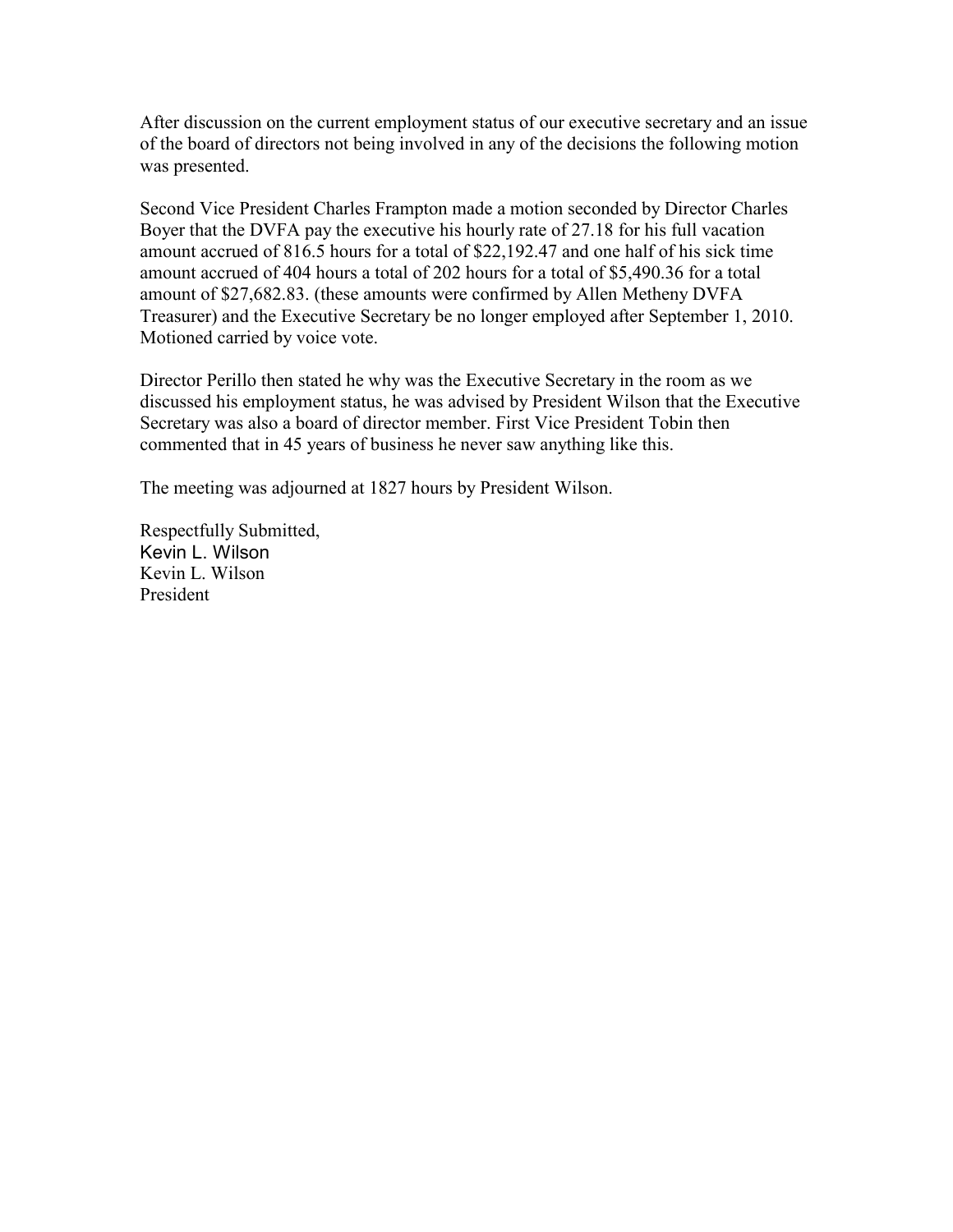After discussion on the current employment status of our executive secretary and an issue of the board of directors not being involved in any of the decisions the following motion was presented.

Second Vice President Charles Frampton made a motion seconded by Director Charles Boyer that the DVFA pay the executive his hourly rate of 27.18 for his full vacation amount accrued of 816.5 hours for a total of $22,192.47 and one half of his sick time amount accrued of 404 hours a total of 202 hours for a total of $5,490.36 for a total amount of $27,682.83. (these amounts were confirmed by Allen Metheny DVFA Treasurer) and the Executive Secretary be no longer employed after September 1, 2010. Motioned carried by voice vote.

Director Perillo then stated he why was the Executive Secretary in the room as we discussed his employment status, he was advised by President Wilson that the Executive Secretary was also a board of director member. First Vice President Tobin then commented that in 45 years of business he never saw anything like this.

The meeting was adjourned at 1827 hours by President Wilson.

Respectfully Submitted,
Kevin L. Wilson
Kevin L. Wilson
President